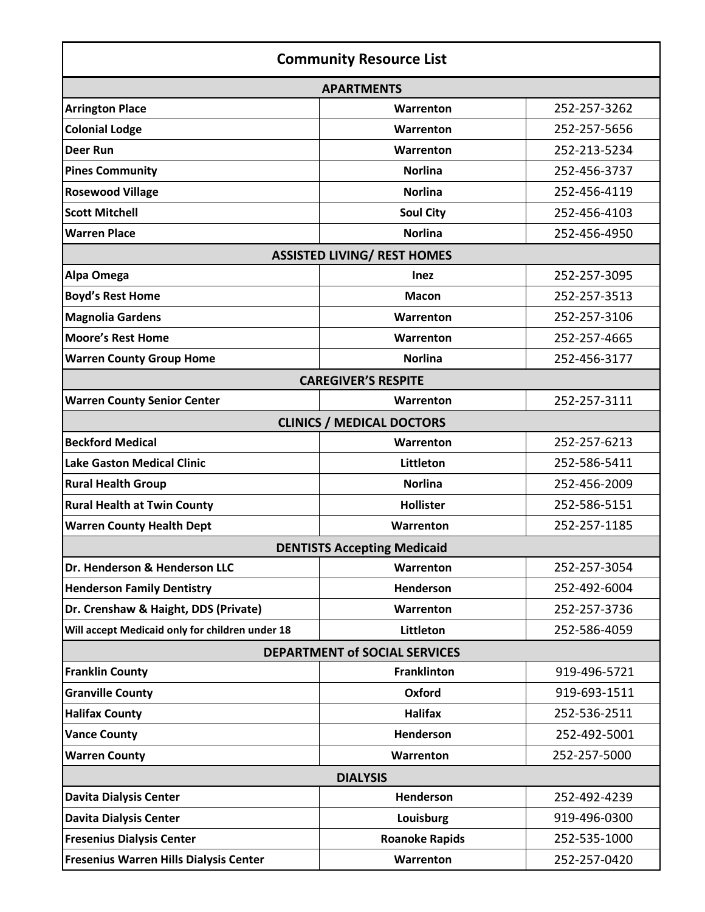| Community Resource List | | |
|---|---|---|
| **APARTMENTS** | | |
| **Arrington Place** | **Warrenton** | 252-257-3262 |
| **Colonial Lodge** | **Warrenton** | 252-257-5656 |
| **Deer Run** | **Warrenton** | 252-213-5234 |
| **Pines Community** | **Norlina** | 252-456-3737 |
| **Rosewood Village** | **Norlina** | 252-456-4119 |
| **Scott Mitchell** | **Soul City** | 252-456-4103 |
| **Warren Place** | **Norlina** | 252-456-4950 |
| **ASSISTED LIVING/ REST HOMES** | | |
| **Alpa Omega** | **Inez** | 252-257-3095 |
| **Boyd's Rest Home** | **Macon** | 252-257-3513 |
| **Magnolia Gardens** | **Warrenton** | 252-257-3106 |
| **Moore's Rest Home** | **Warrenton** | 252-257-4665 |
| **Warren County Group Home** | **Norlina** | 252-456-3177 |
| **CAREGIVER'S RESPITE** | | |
| **Warren County Senior Center** | **Warrenton** | 252-257-3111 |
| **CLINICS / MEDICAL DOCTORS** | | |
| **Beckford Medical** | **Warrenton** | 252-257-6213 |
| **Lake Gaston Medical Clinic** | **Littleton** | 252-586-5411 |
| **Rural Health Group** | **Norlina** | 252-456-2009 |
| **Rural Health at Twin County** | **Hollister** | 252-586-5151 |
| **Warren County Health Dept** | **Warrenton** | 252-257-1185 |
| **DENTISTS Accepting Medicaid** | | |
| **Dr. Henderson & Henderson LLC** | **Warrenton** | 252-257-3054 |
| **Henderson Family Dentistry** | **Henderson** | 252-492-6004 |
| **Dr. Crenshaw & Haight, DDS (Private)** | **Warrenton** | 252-257-3736 |
| **Will accept Medicaid only for children under 18** | **Littleton** | 252-586-4059 |
| **DEPARTMENT of SOCIAL SERVICES** | | |
| **Franklin County** | **Franklinton** | 919-496-5721 |
| **Granville County** | **Oxford** | 919-693-1511 |
| **Halifax County** | **Halifax** | 252-536-2511 |
| **Vance County** | **Henderson** | 252-492-5001 |
| **Warren County** | **Warrenton** | 252-257-5000 |
| **DIALYSIS** | | |
| **Davita Dialysis Center** | **Henderson** | 252-492-4239 |
| **Davita Dialysis Center** | **Louisburg** | 919-496-0300 |
| **Fresenius Dialysis Center** | **Roanoke Rapids** | 252-535-1000 |
| **Fresenius Warren Hills Dialysis Center** | **Warrenton** | 252-257-0420 |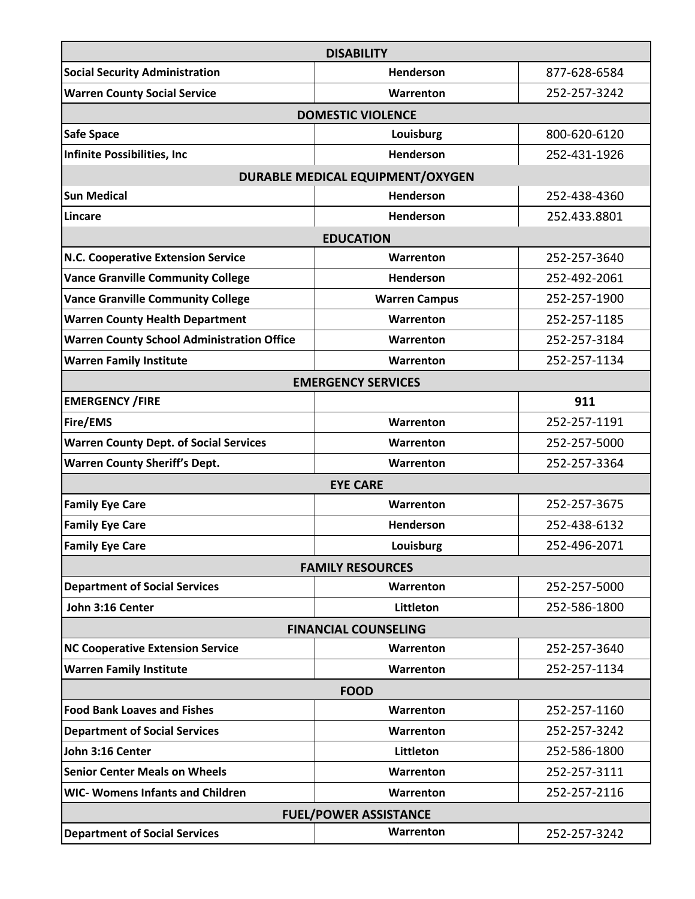| DISABILITY | | |
|---|---|---|
| **Social Security Administration** | **Henderson** | 877-628-6584 |
| **Warren County Social Service** | **Warrenton** | 252-257-3242 |
| **DOMESTIC VIOLENCE** | | |
| **Safe Space** | **Louisburg** | 800-620-6120 |
| **Infinite Possibilities, Inc** | **Henderson** | 252-431-1926 |
| **DURABLE MEDICAL EQUIPMENT/OXYGEN** | | |
| **Sun Medical** | **Henderson** | 252-438-4360 |
| **Lincare** | **Henderson** | 252.433.8801 |
| **EDUCATION** | | |
| **N.C. Cooperative Extension Service** | **Warrenton** | 252-257-3640 |
| **Vance Granville Community College** | **Henderson** | 252-492-2061 |
| **Vance Granville Community College** | **Warren Campus** | 252-257-1900 |
| **Warren County Health Department** | **Warrenton** | 252-257-1185 |
| **Warren County School Administration Office** | **Warrenton** | 252-257-3184 |
| **Warren Family Institute** | **Warrenton** | 252-257-1134 |
| **EMERGENCY SERVICES** | | |
| **EMERGENCY /FIRE** | | **911** |
| **Fire/EMS** | **Warrenton** | 252-257-1191 |
| **Warren County Dept. of Social Services** | **Warrenton** | 252-257-5000 |
| **Warren County Sheriff's Dept.** | **Warrenton** | 252-257-3364 |
| **EYE CARE** | | |
| **Family Eye Care** | **Warrenton** | 252-257-3675 |
| **Family Eye Care** | **Henderson** | 252-438-6132 |
| **Family Eye Care** | **Louisburg** | 252-496-2071 |
| **FAMILY RESOURCES** | | |
| **Department of Social Services** | **Warrenton** | 252-257-5000 |
| **John 3:16 Center** | **Littleton** | 252-586-1800 |
| **FINANCIAL COUNSELING** | | |
| **NC Cooperative Extension Service** | **Warrenton** | 252-257-3640 |
| **Warren Family Institute** | **Warrenton** | 252-257-1134 |
| **FOOD** | | |
| **Food Bank Loaves and Fishes** | **Warrenton** | 252-257-1160 |
| **Department of Social Services** | **Warrenton** | 252-257-3242 |
| **John 3:16 Center** | **Littleton** | 252-586-1800 |
| **Senior Center Meals on Wheels** | **Warrenton** | 252-257-3111 |
| **WIC- Womens Infants and Children** | **Warrenton** | 252-257-2116 |
| **FUEL/POWER ASSISTANCE** | | |
| **Department of Social Services** | **Warrenton** | 252-257-3242 |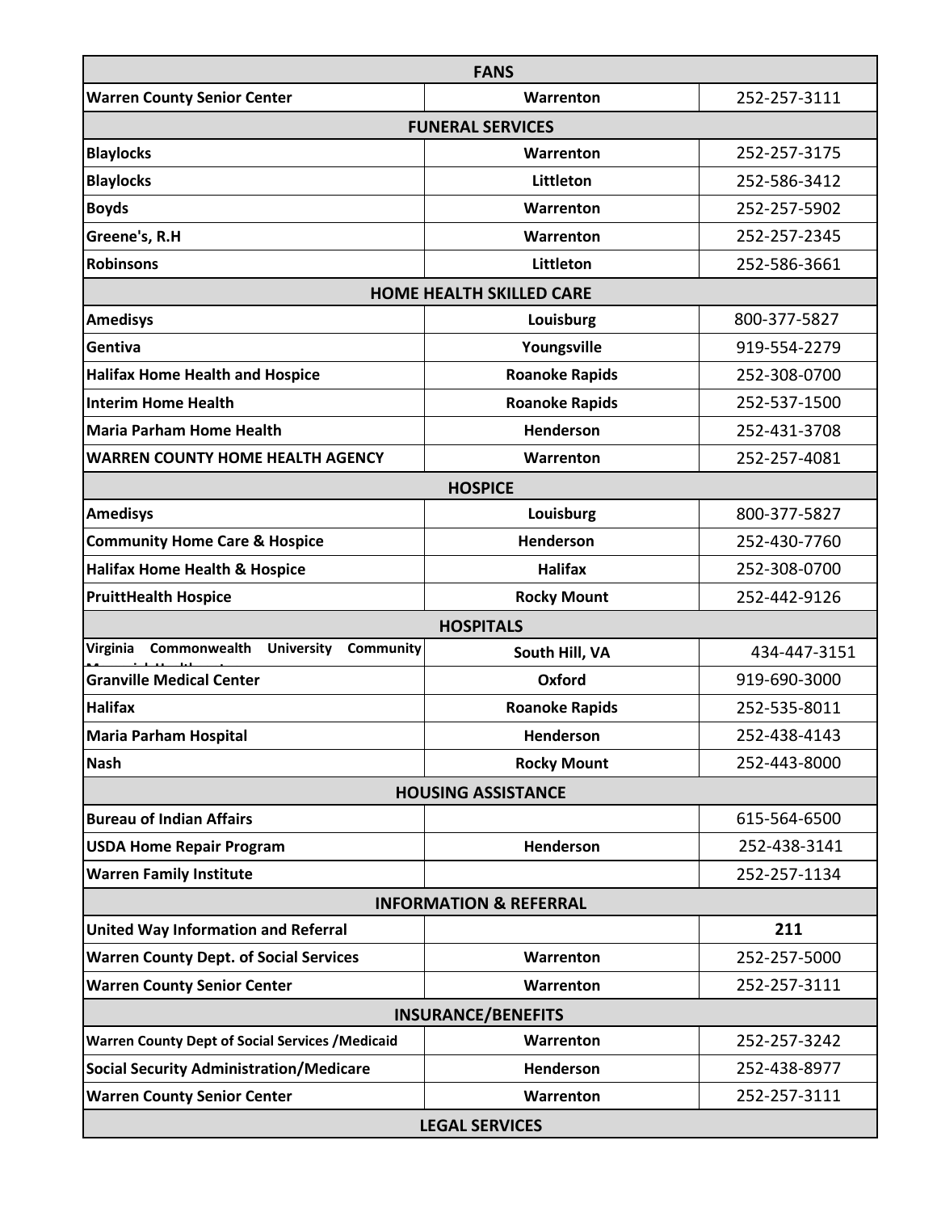| FANS | | |
|---|---|---|
| **Warren County Senior Center** | **Warrenton** | 252-257-3111 |
| **FUNERAL SERVICES** | | |
| **Blaylocks** | **Warrenton** | 252-257-3175 |
| **Blaylocks** | **Littleton** | 252-586-3412 |
| **Boyds** | **Warrenton** | 252-257-5902 |
| **Greene's, R.H** | **Warrenton** | 252-257-2345 |
| **Robinsons** | **Littleton** | 252-586-3661 |
| **HOME HEALTH SKILLED CARE** | | |
| **Amedisys** | **Louisburg** | 800-377-5827 |
| **Gentiva** | **Youngsville** | 919-554-2279 |
| **Halifax Home Health and Hospice** | **Roanoke Rapids** | 252-308-0700 |
| **Interim Home Health** | **Roanoke Rapids** | 252-537-1500 |
| **Maria Parham Home Health** | **Henderson** | 252-431-3708 |
| **WARREN COUNTY HOME HEALTH AGENCY** | **Warrenton** | 252-257-4081 |
| **HOSPICE** | | |
| **Amedisys** | **Louisburg** | 800-377-5827 |
| **Community Home Care & Hospice** | **Henderson** | 252-430-7760 |
| **Halifax Home Health & Hospice** | **Halifax** | 252-308-0700 |
| **PruittHealth Hospice** | **Rocky Mount** | 252-442-9126 |
| **HOSPITALS** | | |
| **Virginia Commonwealth University Community Memorial Health** | **South Hill, VA** | 434-447-3151 |
| **Granville Medical Center** | **Oxford** | 919-690-3000 |
| **Halifax** | **Roanoke Rapids** | 252-535-8011 |
| **Maria Parham Hospital** | **Henderson** | 252-438-4143 |
| **Nash** | **Rocky Mount** | 252-443-8000 |
| **HOUSING ASSISTANCE** | | |
| **Bureau of Indian Affairs** | | 615-564-6500 |
| **USDA Home Repair Program** | **Henderson** | 252-438-3141 |
| **Warren Family Institute** | | 252-257-1134 |
| **INFORMATION & REFERRAL** | | |
| **United Way Information and Referral** | | **211** |
| **Warren County Dept. of Social Services** | **Warrenton** | 252-257-5000 |
| **Warren County Senior Center** | **Warrenton** | 252-257-3111 |
| **INSURANCE/BENEFITS** | | |
| **Warren County Dept of Social Services /Medicaid** | **Warrenton** | 252-257-3242 |
| **Social Security Administration/Medicare** | **Henderson** | 252-438-8977 |
| **Warren County Senior Center** | **Warrenton** | 252-257-3111 |
| **LEGAL SERVICES** | | |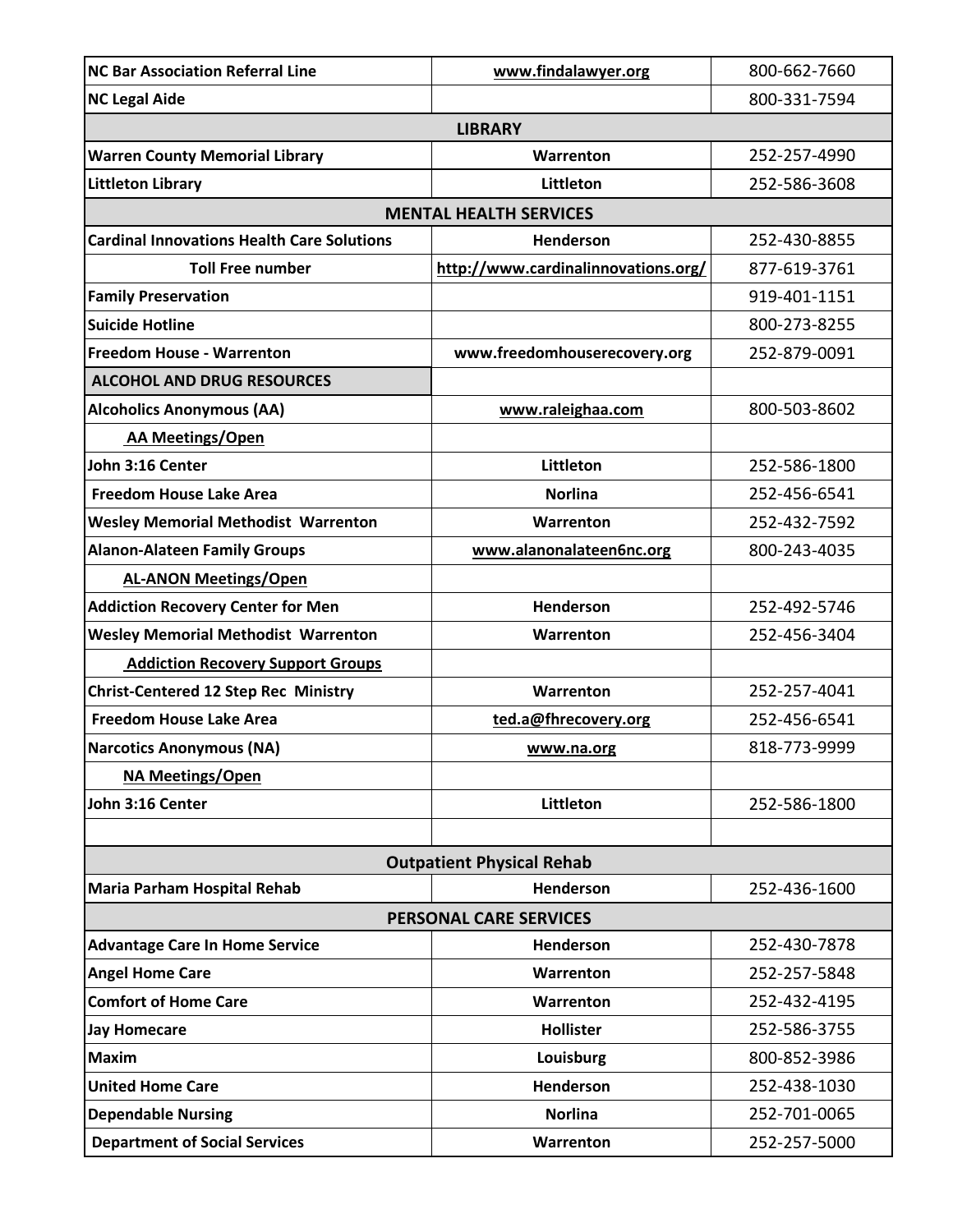| | | |
|---|---|---|
| **NC Bar Association Referral Line** | **www.findalawyer.org** | 800-662-7660 |
| **NC Legal Aide** | | 800-331-7594 |
| | **LIBRARY** | |
| **Warren County Memorial Library** | **Warrenton** | 252-257-4990 |
| **Littleton Library** | **Littleton** | 252-586-3608 |
| | **MENTAL HEALTH SERVICES** | |
| **Cardinal Innovations Health Care Solutions** | **Henderson** | 252-430-8855 |
| **Toll Free number** | **http://www.cardinalinnovations.org/** | 877-619-3761 |
| **Family Preservation** | | 919-401-1151 |
| **Suicide Hotline** | | 800-273-8255 |
| **Freedom House - Warrenton** | **www.freedomhouserecovery.org** | 252-879-0091 |
| **ALCOHOL AND DRUG RESOURCES** | | |
| **Alcoholics Anonymous (AA)** | **www.raleighaa.com** | 800-503-8602 |
| **AA Meetings/Open** | | |
| **John 3:16 Center** | **Littleton** | 252-586-1800 |
| **Freedom House Lake Area** | **Norlina** | 252-456-6541 |
| **Wesley Memorial Methodist Warrenton** | **Warrenton** | 252-432-7592 |
| **Alanon-Alateen Family Groups** | **www.alanonalateen6nc.org** | 800-243-4035 |
| **AL-ANON Meetings/Open** | | |
| **Addiction Recovery Center for Men** | **Henderson** | 252-492-5746 |
| **Wesley Memorial Methodist Warrenton** | **Warrenton** | 252-456-3404 |
| **Addiction Recovery Support Groups** | | |
| **Christ-Centered 12 Step Rec Ministry** | **Warrenton** | 252-257-4041 |
| **Freedom House Lake Area** | **ted.a@fhrecovery.org** | 252-456-6541 |
| **Narcotics Anonymous (NA)** | **www.na.org** | 818-773-9999 |
| **NA Meetings/Open** | | |
| **John 3:16 Center** | **Littleton** | 252-586-1800 |
| | | |
| | **Outpatient Physical Rehab** | |
| **Maria Parham Hospital Rehab** | **Henderson** | 252-436-1600 |
| | **PERSONAL CARE SERVICES** | |
| **Advantage Care In Home Service** | **Henderson** | 252-430-7878 |
| **Angel Home Care** | **Warrenton** | 252-257-5848 |
| **Comfort of Home Care** | **Warrenton** | 252-432-4195 |
| **Jay Homecare** | **Hollister** | 252-586-3755 |
| **Maxim** | **Louisburg** | 800-852-3986 |
| **United Home Care** | **Henderson** | 252-438-1030 |
| **Dependable Nursing** | **Norlina** | 252-701-0065 |
| **Department of Social Services** | **Warrenton** | 252-257-5000 |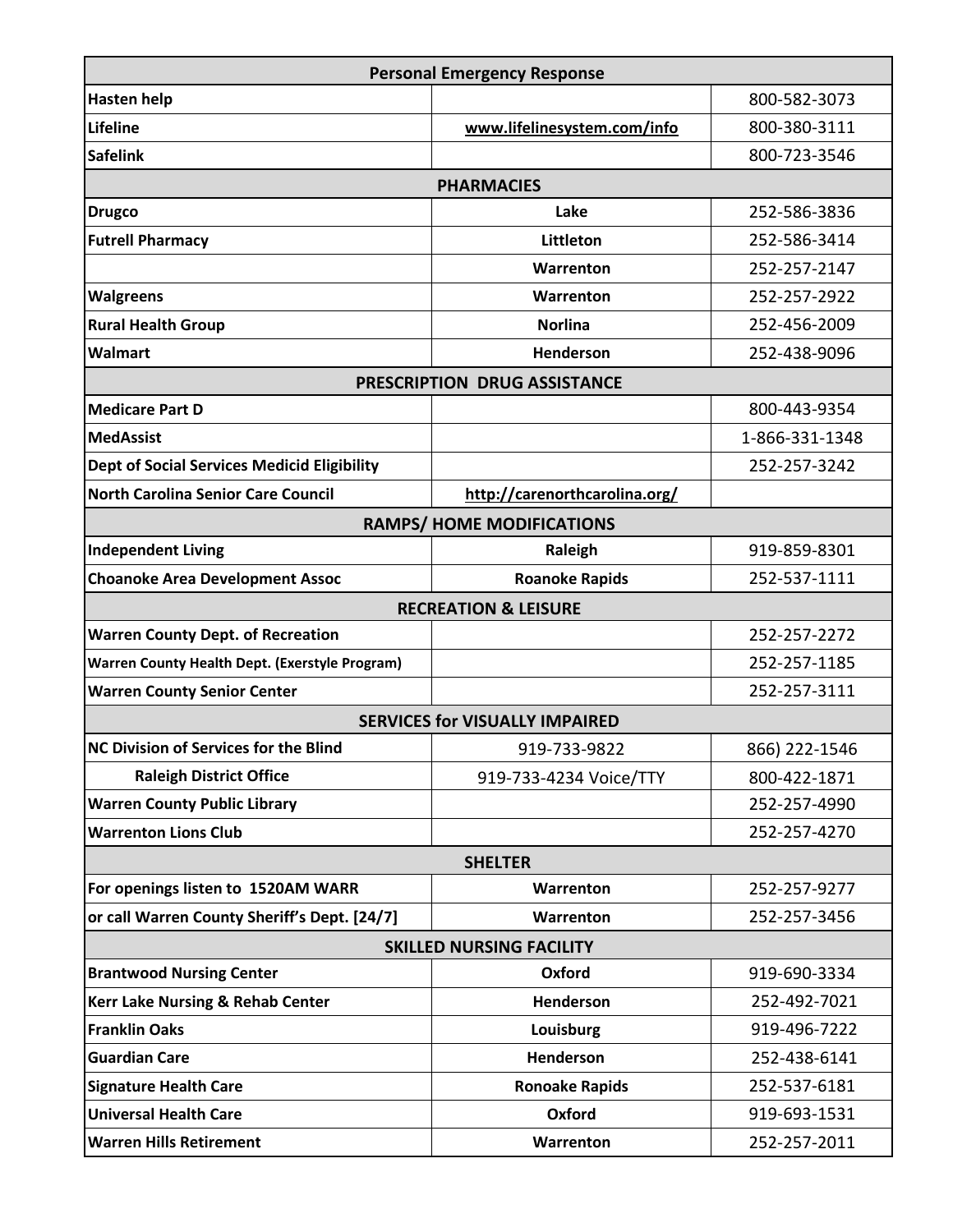| Personal Emergency Response | | |
|---|---|---|
| **Hasten help** | | 800-582-3073 |
| **Lifeline** | www.lifelinesystem.com/info | 800-380-3111 |
| **Safelink** | | 800-723-3546 |
| **PHARMACIES** | | |
| **Drugco** | **Lake** | 252-586-3836 |
| **Futrell Pharmacy** | **Littleton** | 252-586-3414 |
| | **Warrenton** | 252-257-2147 |
| **Walgreens** | **Warrenton** | 252-257-2922 |
| **Rural Health Group** | **Norlina** | 252-456-2009 |
| **Walmart** | **Henderson** | 252-438-9096 |
| **PRESCRIPTION DRUG ASSISTANCE** | | |
| **Medicare Part D** | | 800-443-9354 |
| **MedAssist** | | 1-866-331-1348 |
| **Dept of Social Services Medicid Eligibility** | | 252-257-3242 |
| **North Carolina Senior Care Council** | http://carenorthcarolina.org/ | |
| **RAMPS/ HOME MODIFICATIONS** | | |
| **Independent Living** | **Raleigh** | 919-859-8301 |
| **Choanoke Area Development Assoc** | **Roanoke Rapids** | 252-537-1111 |
| **RECREATION & LEISURE** | | |
| **Warren County Dept. of Recreation** | | 252-257-2272 |
| **Warren County Health Dept. (Exerstyle Program)** | | 252-257-1185 |
| **Warren County Senior Center** | | 252-257-3111 |
| **SERVICES for VISUALLY IMPAIRED** | | |
| **NC Division of Services for the Blind** | 919-733-9822 | 866) 222-1546 |
| **Raleigh District Office** | 919-733-4234 Voice/TTY | 800-422-1871 |
| **Warren County Public Library** | | 252-257-4990 |
| **Warrenton Lions Club** | | 252-257-4270 |
| **SHELTER** | | |
| **For openings listen to 1520AM WARR** | **Warrenton** | 252-257-9277 |
| **or call Warren County Sheriff's Dept. [24/7]** | **Warrenton** | 252-257-3456 |
| **SKILLED NURSING FACILITY** | | |
| **Brantwood Nursing Center** | **Oxford** | 919-690-3334 |
| **Kerr Lake Nursing & Rehab Center** | **Henderson** | 252-492-7021 |
| **Franklin Oaks** | **Louisburg** | 919-496-7222 |
| **Guardian Care** | **Henderson** | 252-438-6141 |
| **Signature Health Care** | **Ronoake Rapids** | 252-537-6181 |
| **Universal Health Care** | **Oxford** | 919-693-1531 |
| **Warren Hills Retirement** | **Warrenton** | 252-257-2011 |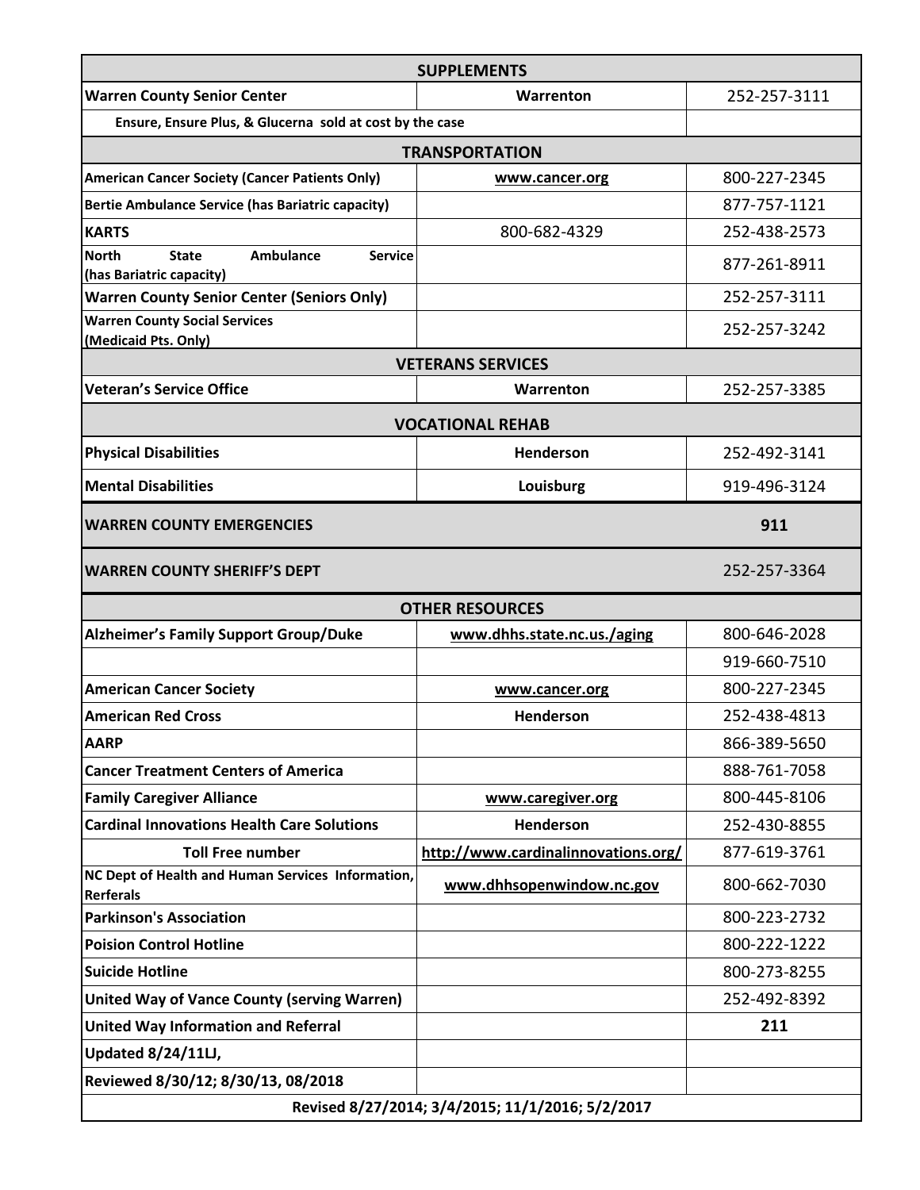| | | |
|---|---|---|
| **SUPPLEMENTS** | | |
| **Warren County Senior Center** | **Warrenton** | 252-257-3111 |
| **Ensure, Ensure Plus, & Glucerna sold at cost by the case** | | |
| **TRANSPORTATION** | | |
| **American Cancer Society (Cancer Patients Only)** | www.cancer.org | 800-227-2345 |
| **Bertie Ambulance Service (has Bariatric capacity)** | | 877-757-1121 |
| **KARTS** | 800-682-4329 | 252-438-2573 |
| **North State Ambulance Service (has Bariatric capacity)** | | 877-261-8911 |
| **Warren County Senior Center (Seniors Only)** | | 252-257-3111 |
| **Warren County Social Services (Medicaid Pts. Only)** | | 252-257-3242 |
| **VETERANS SERVICES** | | |
| **Veteran's Service Office** | **Warrenton** | 252-257-3385 |
| **VOCATIONAL REHAB** | | |
| **Physical Disabilities** | **Henderson** | 252-492-3141 |
| **Mental Disabilities** | **Louisburg** | 919-496-3124 |
| **WARREN COUNTY EMERGENCIES** | | **911** |
| **WARREN COUNTY SHERIFF'S DEPT** | | 252-257-3364 |
| **OTHER RESOURCES** | | |
| **Alzheimer's Family Support Group/Duke** | www.dhhs.state.nc.us./aging | 800-646-2028 |
| | | 919-660-7510 |
| **American Cancer Society** | www.cancer.org | 800-227-2345 |
| **American Red Cross** | **Henderson** | 252-438-4813 |
| **AARP** | | 866-389-5650 |
| **Cancer Treatment Centers of America** | | 888-761-7058 |
| **Family Caregiver Alliance** | www.caregiver.org | 800-445-8106 |
| **Cardinal Innovations Health Care Solutions** | **Henderson** | 252-430-8855 |
| **Toll Free number** | http://www.cardinalinnovations.org/ | 877-619-3761 |
| **NC Dept of Health and Human Services Information, Rerferals** | www.dhhsopenwindow.nc.gov | 800-662-7030 |
| **Parkinson's Association** | | 800-223-2732 |
| **Poision Control Hotline** | | 800-222-1222 |
| **Suicide Hotline** | | 800-273-8255 |
| **United Way of Vance County (serving Warren)** | | 252-492-8392 |
| **United Way Information and Referral** | | **211** |
| **Updated 8/24/11LJ,** | | |
| **Reviewed 8/30/12; 8/30/13, 08/2018** | | |
| **Revised 8/27/2014; 3/4/2015; 11/1/2016; 5/2/2017** | | |